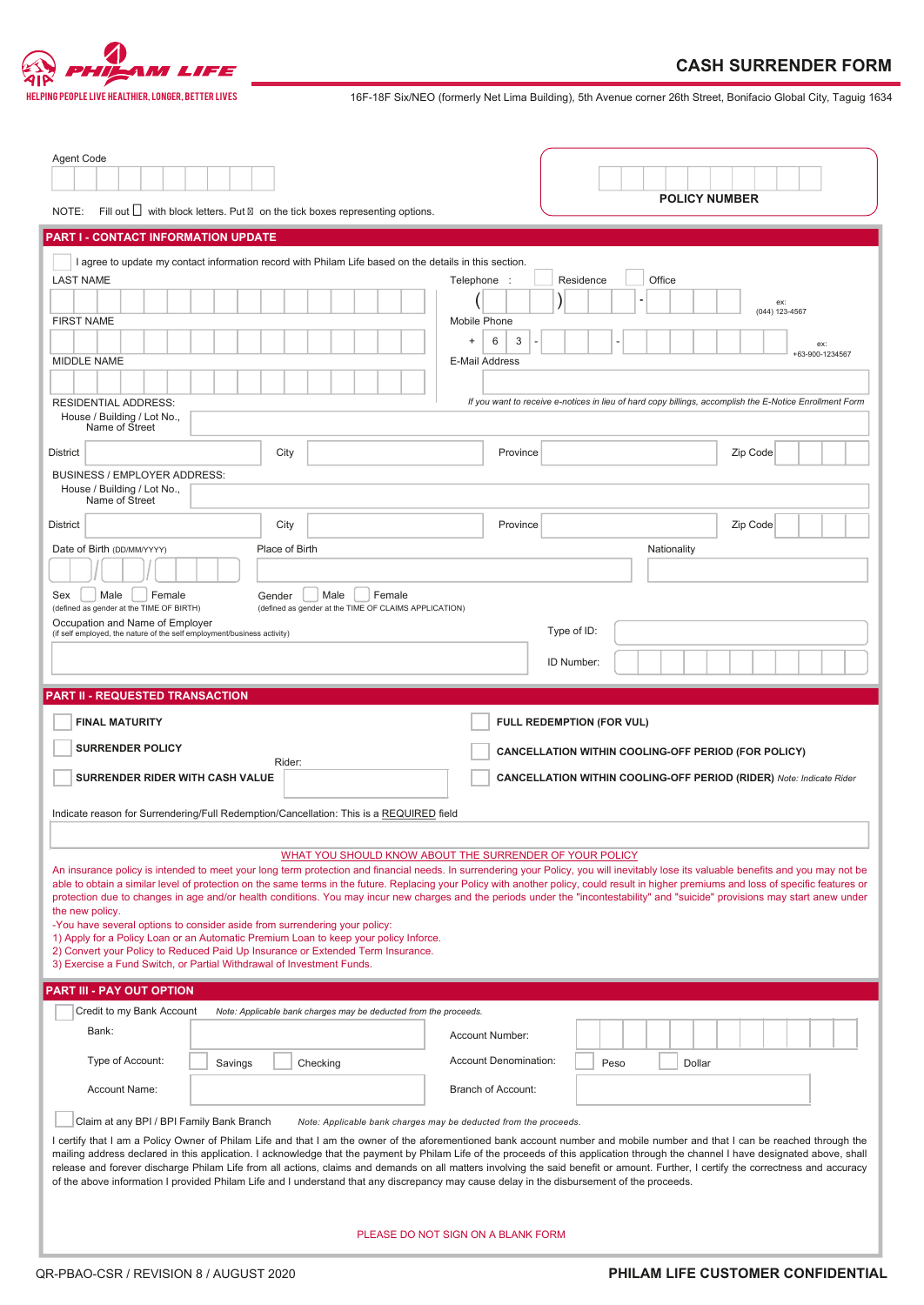PHILAM LIFE
HELPING PEOPLE LIVE HEALTHIER, LONGER, BETTER LIVES

# CASH SURRENDER FORM

16F-18F Six/NEO (formerly Net Lima Building), 5th Avenue corner 26th Street, Bonifacio Global City, Taguig 1634

Agent Code

**POLICY NUMBER**

NOTE: Fill out ☐ with block letters. Put ☒ on the tick boxes representing options.

## PART I - CONTACT INFORMATION UPDATE

☐ I agree to update my contact information record with Philam Life based on the details in this section.

LAST NAME

FIRST NAME

MIDDLE NAME

Telephone : ☐ Residence ☐ Office

( ) - ex: (044) 123-4567

Mobile Phone

+ 6 3 - - ex: +63-900-1234567

E-Mail Address

*If you want to receive e-notices in lieu of hard copy billings, accomplish the E-Notice Enrollment Form*

RESIDENTIAL ADDRESS:

House / Building / Lot No., Name of Street

District | City | Province | Zip Code

BUSINESS / EMPLOYER ADDRESS:

House / Building / Lot No., Name of Street

District | City | Province | Zip Code

Date of Birth (DD/MM/YYYY) | Place of Birth | Nationality

Sex ☐ Male ☐ Female
(defined as gender at the TIME OF BIRTH)

Gender ☐ Male ☐ Female
(defined as gender at the TIME OF CLAIMS APPLICATION)

Occupation and Name of Employer
(if self employed, the nature of the self employment/business activity)

Type of ID:

ID Number:

## PART II - REQUESTED TRANSACTION

☐ **FINAL MATURITY**

☐ **SURRENDER POLICY**

☐ **SURRENDER RIDER WITH CASH VALUE** Rider:

☐ **FULL REDEMPTION (FOR VUL)**

☐ **CANCELLATION WITHIN COOLING-OFF PERIOD (FOR POLICY)**

☐ **CANCELLATION WITHIN COOLING-OFF PERIOD (RIDER)** *Note: Indicate Rider*

Indicate reason for Surrendering/Full Redemption/Cancellation: This is a REQUIRED field

WHAT YOU SHOULD KNOW ABOUT THE SURRENDER OF YOUR POLICY

An insurance policy is intended to meet your long term protection and financial needs. In surrendering your Policy, you will inevitably lose its valuable benefits and you may not be able to obtain a similar level of protection on the same terms in the future. Replacing your Policy with another policy, could result in higher premiums and loss of specific features or protection due to changes in age and/or health conditions. You may incur new charges and the periods under the "incontestability" and "suicide" provisions may start anew under the new policy.

-You have several options to consider aside from surrendering your policy:
1) Apply for a Policy Loan or an Automatic Premium Loan to keep your policy Inforce.
2) Convert your Policy to Reduced Paid Up Insurance or Extended Term Insurance.
3) Exercise a Fund Switch, or Partial Withdrawal of Investment Funds.

## PART III - PAY OUT OPTION

☐ Credit to my Bank Account *Note: Applicable bank charges may be deducted from the proceeds.*

Bank: | Account Number:

Type of Account: ☐ Savings ☐ Checking | Account Denomination: ☐ Peso ☐ Dollar

Account Name: | Branch of Account:

☐ Claim at any BPI / BPI Family Bank Branch *Note: Applicable bank charges may be deducted from the proceeds.*

I certify that I am a Policy Owner of Philam Life and that I am the owner of the aforementioned bank account number and mobile number and that I can be reached through the mailing address declared in this application. I acknowledge that the payment by Philam Life of the proceeds of this application through the channel I have designated above, shall release and forever discharge Philam Life from all actions, claims and demands on all matters involving the said benefit or amount. Further, I certify the correctness and accuracy of the above information I provided Philam Life and I understand that any discrepancy may cause delay in the disbursement of the proceeds.

PLEASE DO NOT SIGN ON A BLANK FORM

QR-PBAO-CSR / REVISION 8 / AUGUST 2020

**PHILAM LIFE CUSTOMER CONFIDENTIAL**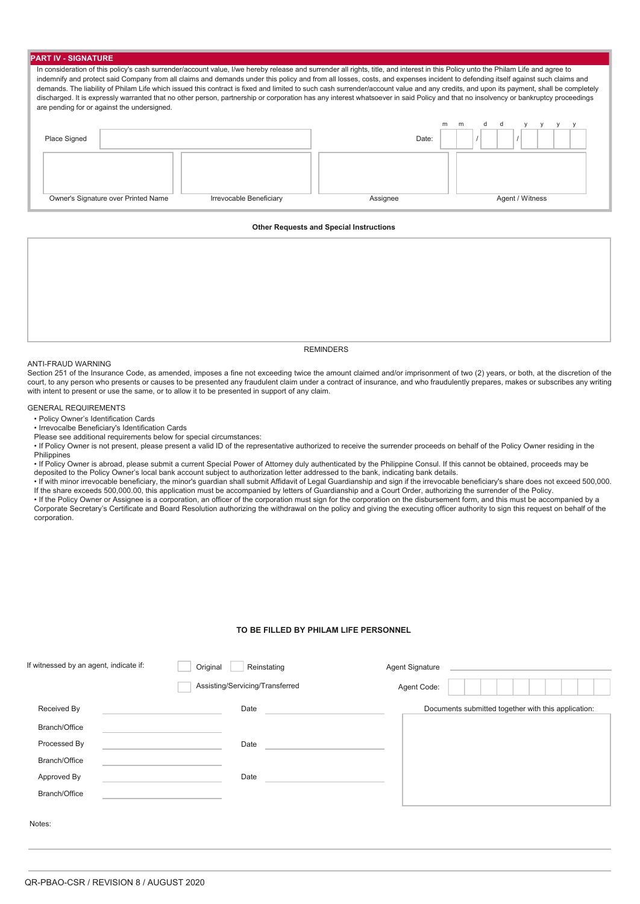## PART IV - SIGNATURE

In consideration of this policy's cash surrender/account value, I/we hereby release and surrender all rights, title, and interest in this Policy unto the Philam Life and agree to indemnify and protect said Company from all claims and demands under this policy and from all losses, costs, and expenses incident to defending itself against such claims and demands. The liability of Philam Life which issued this contract is fixed and limited to such cash surrender/account value and any credits, and upon its payment, shall be completely discharged. It is expressly warranted that no other person, partnership or corporation has any interest whatsoever in said Policy and that no insolvency or bankruptcy proceedings are pending for or against the undersigned.

Place Signed ______________________ Date: m m / d d / y y y y

| | | | |
|---|---|---|---|
| | | | |
| Owner's Signature over Printed Name | Irrevocable Beneficiary | Assignee | Agent / Witness |

**Other Requests and Special Instructions**

REMINDERS

ANTI-FRAUD WARNING

Section 251 of the Insurance Code, as amended, imposes a fine not exceeding twice the amount claimed and/or imprisonment of two (2) years, or both, at the discretion of the court, to any person who presents or causes to be presented any fraudulent claim under a contract of insurance, and who fraudulently prepares, makes or subscribes any writing with intent to present or use the same, or to allow it to be presented in support of any claim.

GENERAL REQUIREMENTS

- Policy Owner's Identification Cards
- Irrevocalbe Beneficiary's Identification Cards

Please see additional requirements below for special circumstances:

- If Policy Owner is not present, please present a valid ID of the representative authorized to receive the surrender proceeds on behalf of the Policy Owner residing in the Philippines
- If Policy Owner is abroad, please submit a current Special Power of Attorney duly authenticated by the Philippine Consul. If this cannot be obtained, proceeds may be deposited to the Policy Owner's local bank account subject to authorization letter addressed to the bank, indicating bank details.
- If with minor irrevocable beneficiary, the minor's guardian shall submit Affidavit of Legal Guardianship and sign if the irrevocable beneficiary's share does not exceed 500,000. If the share exceeds 500,000.00, this application must be accompanied by letters of Guardianship and a Court Order, authorizing the surrender of the Policy.
- If the Policy Owner or Assignee is a corporation, an officer of the corporation must sign for the corporation on the disbursement form, and this must be accompanied by a Corporate Secretary's Certificate and Board Resolution authorizing the withdrawal on the policy and giving the executing officer authority to sign this request on behalf of the corporation.

**TO BE FILLED BY PHILAM LIFE PERSONNEL**

If witnessed by an agent, indicate if: ☐ Original ☐ Reinstating ☐ Assisting/Servicing/Transferred

Agent Signature ______________________

Agent Code: ______________________

Received By ______________________ Date ______________________

Branch/Office ______________________

Processed By ______________________ Date ______________________

Branch/Office ______________________

Approved By ______________________ Date ______________________

Branch/Office ______________________

Documents submitted together with this application:

Notes:

QR-PBAO-CSR / REVISION 8 / AUGUST 2020